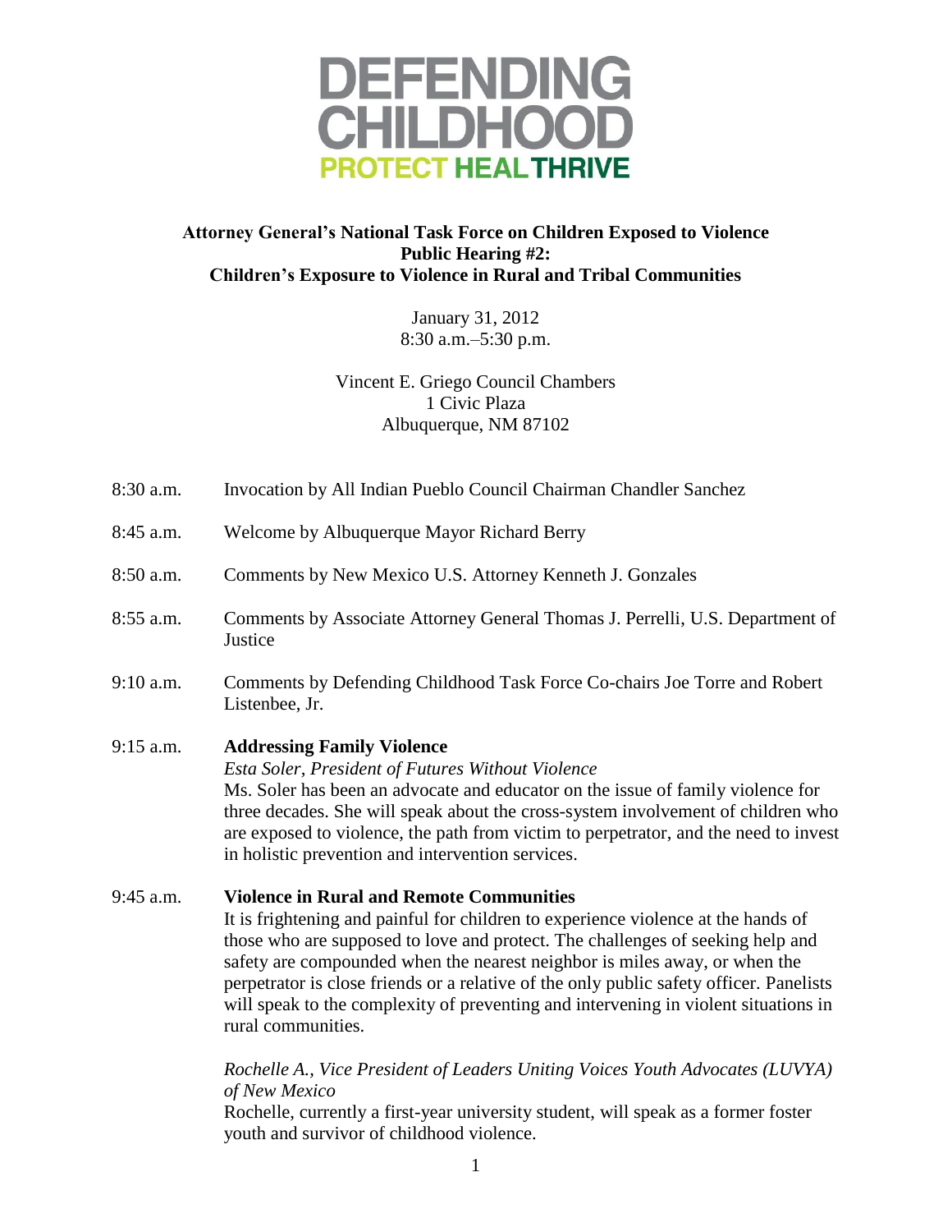# DEFENDING CHILDHOOD

**PROTECT HEAL THRIVE**

**Attorney General's National Task Force on Children Exposed to Violence**
**Public Hearing #2:**
**Children's Exposure to Violence in Rural and Tribal Communities**

January 31, 2012
8:30 a.m.–5:30 p.m.

Vincent E. Griego Council Chambers
1 Civic Plaza
Albuquerque, NM 87102

8:30 a.m. Invocation by All Indian Pueblo Council Chairman Chandler Sanchez

8:45 a.m. Welcome by Albuquerque Mayor Richard Berry

8:50 a.m. Comments by New Mexico U.S. Attorney Kenneth J. Gonzales

8:55 a.m. Comments by Associate Attorney General Thomas J. Perrelli, U.S. Department of Justice

9:10 a.m. Comments by Defending Childhood Task Force Co-chairs Joe Torre and Robert Listenbee, Jr.

9:15 a.m. **Addressing Family Violence**

*Esta Soler, President of Futures Without Violence*

Ms. Soler has been an advocate and educator on the issue of family violence for three decades. She will speak about the cross-system involvement of children who are exposed to violence, the path from victim to perpetrator, and the need to invest in holistic prevention and intervention services.

9:45 a.m. **Violence in Rural and Remote Communities**

It is frightening and painful for children to experience violence at the hands of those who are supposed to love and protect. The challenges of seeking help and safety are compounded when the nearest neighbor is miles away, or when the perpetrator is close friends or a relative of the only public safety officer. Panelists will speak to the complexity of preventing and intervening in violent situations in rural communities.

*Rochelle A., Vice President of Leaders Uniting Voices Youth Advocates (LUVYA) of New Mexico*

Rochelle, currently a first-year university student, will speak as a former foster youth and survivor of childhood violence.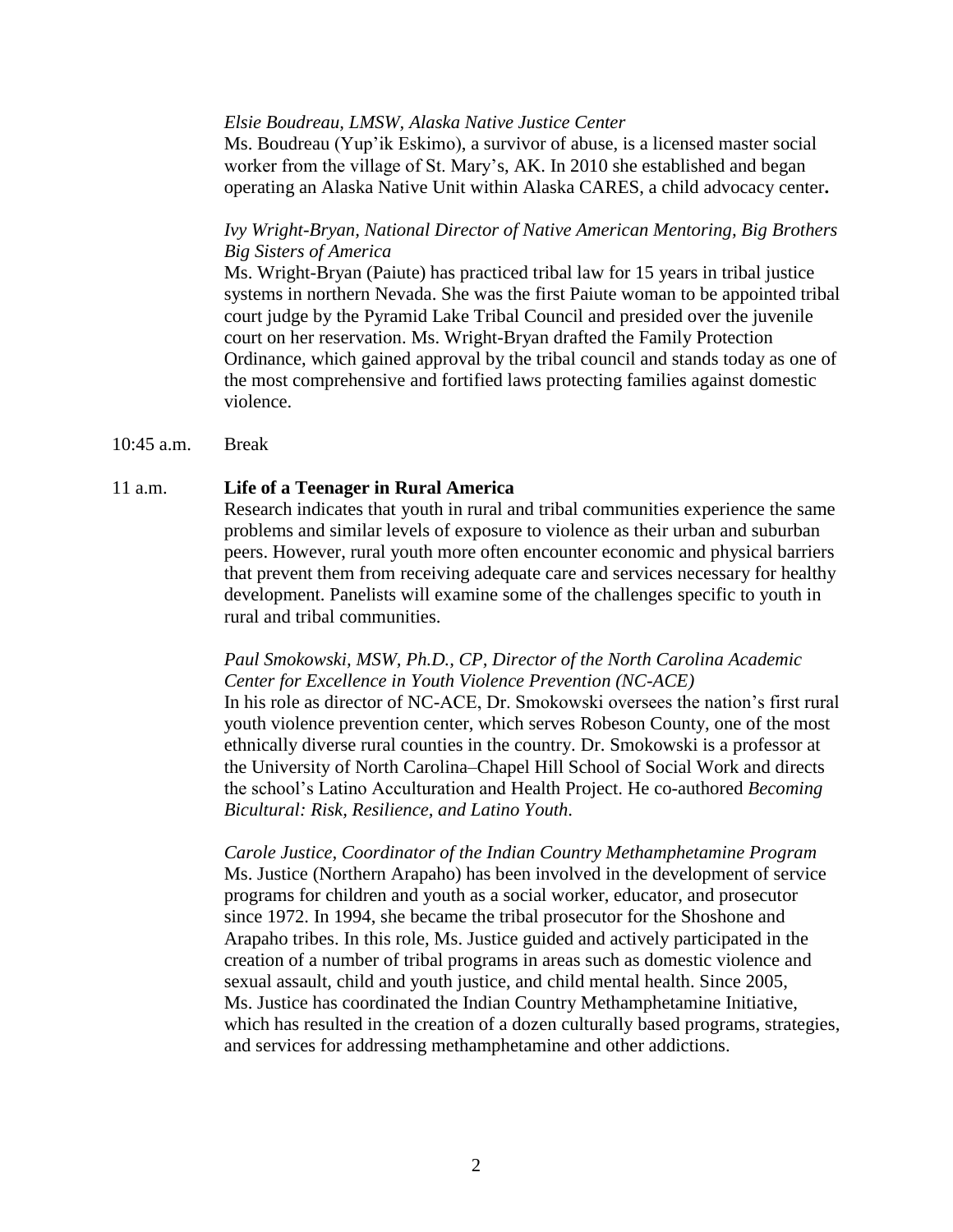*Elsie Boudreau, LMSW, Alaska Native Justice Center*
Ms. Boudreau (Yup'ik Eskimo), a survivor of abuse, is a licensed master social worker from the village of St. Mary's, AK. In 2010 she established and began operating an Alaska Native Unit within Alaska CARES, a child advocacy center**.**

*Ivy Wright-Bryan, National Director of Native American Mentoring, Big Brothers Big Sisters of America*
Ms. Wright-Bryan (Paiute) has practiced tribal law for 15 years in tribal justice systems in northern Nevada. She was the first Paiute woman to be appointed tribal court judge by the Pyramid Lake Tribal Council and presided over the juvenile court on her reservation. Ms. Wright-Bryan drafted the Family Protection Ordinance, which gained approval by the tribal council and stands today as one of the most comprehensive and fortified laws protecting families against domestic violence.

10:45 a.m. Break

11 a.m. **Life of a Teenager in Rural America**

Research indicates that youth in rural and tribal communities experience the same problems and similar levels of exposure to violence as their urban and suburban peers. However, rural youth more often encounter economic and physical barriers that prevent them from receiving adequate care and services necessary for healthy development. Panelists will examine some of the challenges specific to youth in rural and tribal communities.

*Paul Smokowski, MSW, Ph.D., CP, Director of the North Carolina Academic Center for Excellence in Youth Violence Prevention (NC-ACE)*
In his role as director of NC-ACE, Dr. Smokowski oversees the nation's first rural youth violence prevention center, which serves Robeson County, one of the most ethnically diverse rural counties in the country. Dr. Smokowski is a professor at the University of North Carolina–Chapel Hill School of Social Work and directs the school's Latino Acculturation and Health Project. He co-authored *Becoming Bicultural: Risk, Resilience, and Latino Youth*.

*Carole Justice, Coordinator of the Indian Country Methamphetamine Program*
Ms. Justice (Northern Arapaho) has been involved in the development of service programs for children and youth as a social worker, educator, and prosecutor since 1972. In 1994, she became the tribal prosecutor for the Shoshone and Arapaho tribes. In this role, Ms. Justice guided and actively participated in the creation of a number of tribal programs in areas such as domestic violence and sexual assault, child and youth justice, and child mental health. Since 2005, Ms. Justice has coordinated the Indian Country Methamphetamine Initiative, which has resulted in the creation of a dozen culturally based programs, strategies, and services for addressing methamphetamine and other addictions.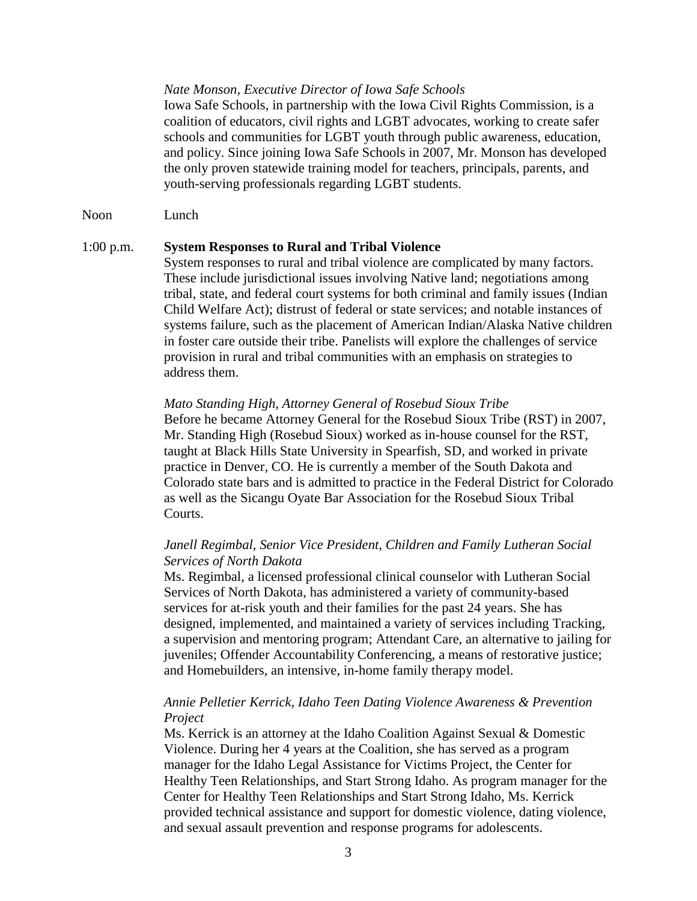*Nate Monson, Executive Director of Iowa Safe Schools*
Iowa Safe Schools, in partnership with the Iowa Civil Rights Commission, is a coalition of educators, civil rights and LGBT advocates, working to create safer schools and communities for LGBT youth through public awareness, education, and policy. Since joining Iowa Safe Schools in 2007, Mr. Monson has developed the only proven statewide training model for teachers, principals, parents, and youth-serving professionals regarding LGBT students.

Noon Lunch

1:00 p.m. **System Responses to Rural and Tribal Violence**
System responses to rural and tribal violence are complicated by many factors. These include jurisdictional issues involving Native land; negotiations among tribal, state, and federal court systems for both criminal and family issues (Indian Child Welfare Act); distrust of federal or state services; and notable instances of systems failure, such as the placement of American Indian/Alaska Native children in foster care outside their tribe. Panelists will explore the challenges of service provision in rural and tribal communities with an emphasis on strategies to address them.

*Mato Standing High, Attorney General of Rosebud Sioux Tribe*
Before he became Attorney General for the Rosebud Sioux Tribe (RST) in 2007, Mr. Standing High (Rosebud Sioux) worked as in-house counsel for the RST, taught at Black Hills State University in Spearfish, SD, and worked in private practice in Denver, CO. He is currently a member of the South Dakota and Colorado state bars and is admitted to practice in the Federal District for Colorado as well as the Sicangu Oyate Bar Association for the Rosebud Sioux Tribal Courts.

*Janell Regimbal, Senior Vice President, Children and Family Lutheran Social Services of North Dakota*
Ms. Regimbal, a licensed professional clinical counselor with Lutheran Social Services of North Dakota, has administered a variety of community-based services for at-risk youth and their families for the past 24 years. She has designed, implemented, and maintained a variety of services including Tracking, a supervision and mentoring program; Attendant Care, an alternative to jailing for juveniles; Offender Accountability Conferencing, a means of restorative justice; and Homebuilders, an intensive, in-home family therapy model.

*Annie Pelletier Kerrick, Idaho Teen Dating Violence Awareness & Prevention Project*
Ms. Kerrick is an attorney at the Idaho Coalition Against Sexual & Domestic Violence. During her 4 years at the Coalition, she has served as a program manager for the Idaho Legal Assistance for Victims Project, the Center for Healthy Teen Relationships, and Start Strong Idaho. As program manager for the Center for Healthy Teen Relationships and Start Strong Idaho, Ms. Kerrick provided technical assistance and support for domestic violence, dating violence, and sexual assault prevention and response programs for adolescents.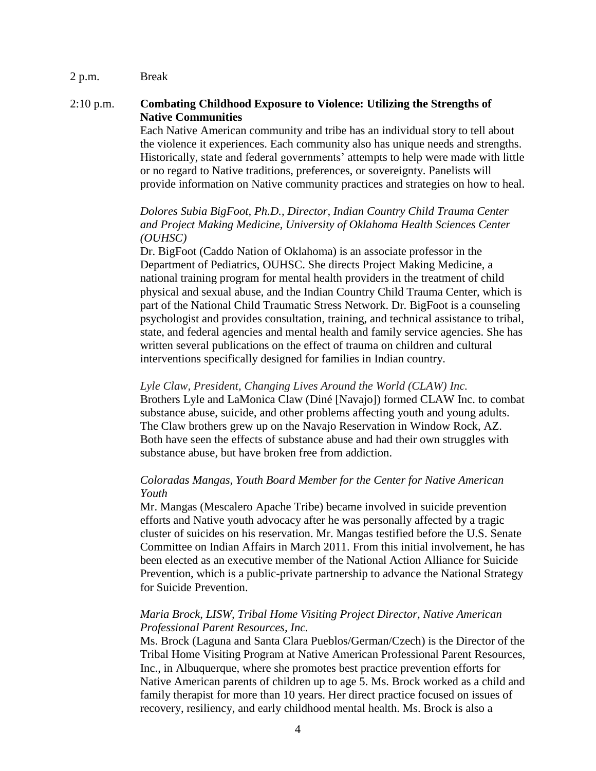2 p.m. Break

2:10 p.m. **Combating Childhood Exposure to Violence: Utilizing the Strengths of Native Communities**

Each Native American community and tribe has an individual story to tell about the violence it experiences. Each community also has unique needs and strengths. Historically, state and federal governments' attempts to help were made with little or no regard to Native traditions, preferences, or sovereignty. Panelists will provide information on Native community practices and strategies on how to heal.

*Dolores Subia BigFoot, Ph.D., Director, Indian Country Child Trauma Center and Project Making Medicine, University of Oklahoma Health Sciences Center (OUHSC)*

Dr. BigFoot (Caddo Nation of Oklahoma) is an associate professor in the Department of Pediatrics, OUHSC. She directs Project Making Medicine, a national training program for mental health providers in the treatment of child physical and sexual abuse, and the Indian Country Child Trauma Center, which is part of the National Child Traumatic Stress Network. Dr. BigFoot is a counseling psychologist and provides consultation, training, and technical assistance to tribal, state, and federal agencies and mental health and family service agencies. She has written several publications on the effect of trauma on children and cultural interventions specifically designed for families in Indian country.

*Lyle Claw, President, Changing Lives Around the World (CLAW) Inc.*

Brothers Lyle and LaMonica Claw (Diné [Navajo]) formed CLAW Inc. to combat substance abuse, suicide, and other problems affecting youth and young adults. The Claw brothers grew up on the Navajo Reservation in Window Rock, AZ. Both have seen the effects of substance abuse and had their own struggles with substance abuse, but have broken free from addiction.

*Coloradas Mangas, Youth Board Member for the Center for Native American Youth*

Mr. Mangas (Mescalero Apache Tribe) became involved in suicide prevention efforts and Native youth advocacy after he was personally affected by a tragic cluster of suicides on his reservation. Mr. Mangas testified before the U.S. Senate Committee on Indian Affairs in March 2011. From this initial involvement, he has been elected as an executive member of the National Action Alliance for Suicide Prevention, which is a public-private partnership to advance the National Strategy for Suicide Prevention.

*Maria Brock, LISW, Tribal Home Visiting Project Director, Native American Professional Parent Resources, Inc.*

Ms. Brock (Laguna and Santa Clara Pueblos/German/Czech) is the Director of the Tribal Home Visiting Program at Native American Professional Parent Resources, Inc., in Albuquerque, where she promotes best practice prevention efforts for Native American parents of children up to age 5. Ms. Brock worked as a child and family therapist for more than 10 years. Her direct practice focused on issues of recovery, resiliency, and early childhood mental health. Ms. Brock is also a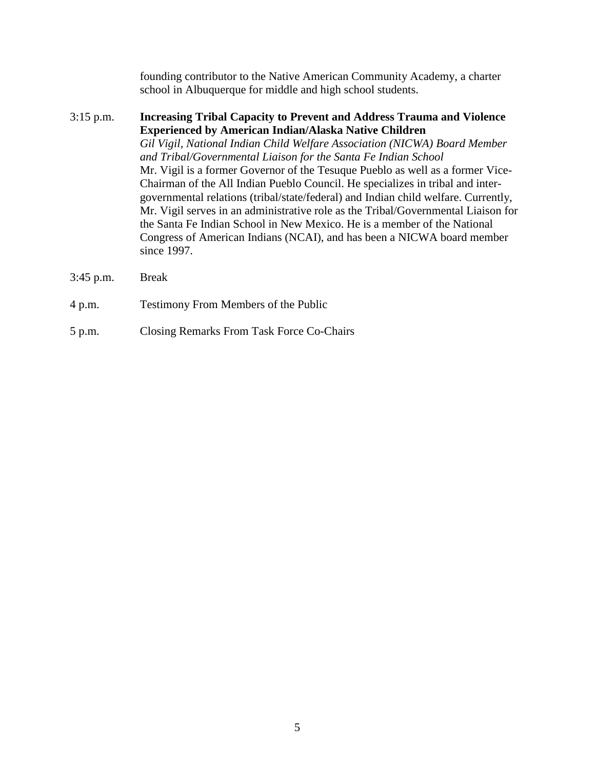founding contributor to the Native American Community Academy, a charter school in Albuquerque for middle and high school students.

3:15 p.m. **Increasing Tribal Capacity to Prevent and Address Trauma and Violence Experienced by American Indian/Alaska Native Children**
*Gil Vigil, National Indian Child Welfare Association (NICWA) Board Member and Tribal/Governmental Liaison for the Santa Fe Indian School*
Mr. Vigil is a former Governor of the Tesuque Pueblo as well as a former Vice-Chairman of the All Indian Pueblo Council. He specializes in tribal and inter-governmental relations (tribal/state/federal) and Indian child welfare. Currently, Mr. Vigil serves in an administrative role as the Tribal/Governmental Liaison for the Santa Fe Indian School in New Mexico. He is a member of the National Congress of American Indians (NCAI), and has been a NICWA board member since 1997.

3:45 p.m. Break

4 p.m. Testimony From Members of the Public

5 p.m. Closing Remarks From Task Force Co-Chairs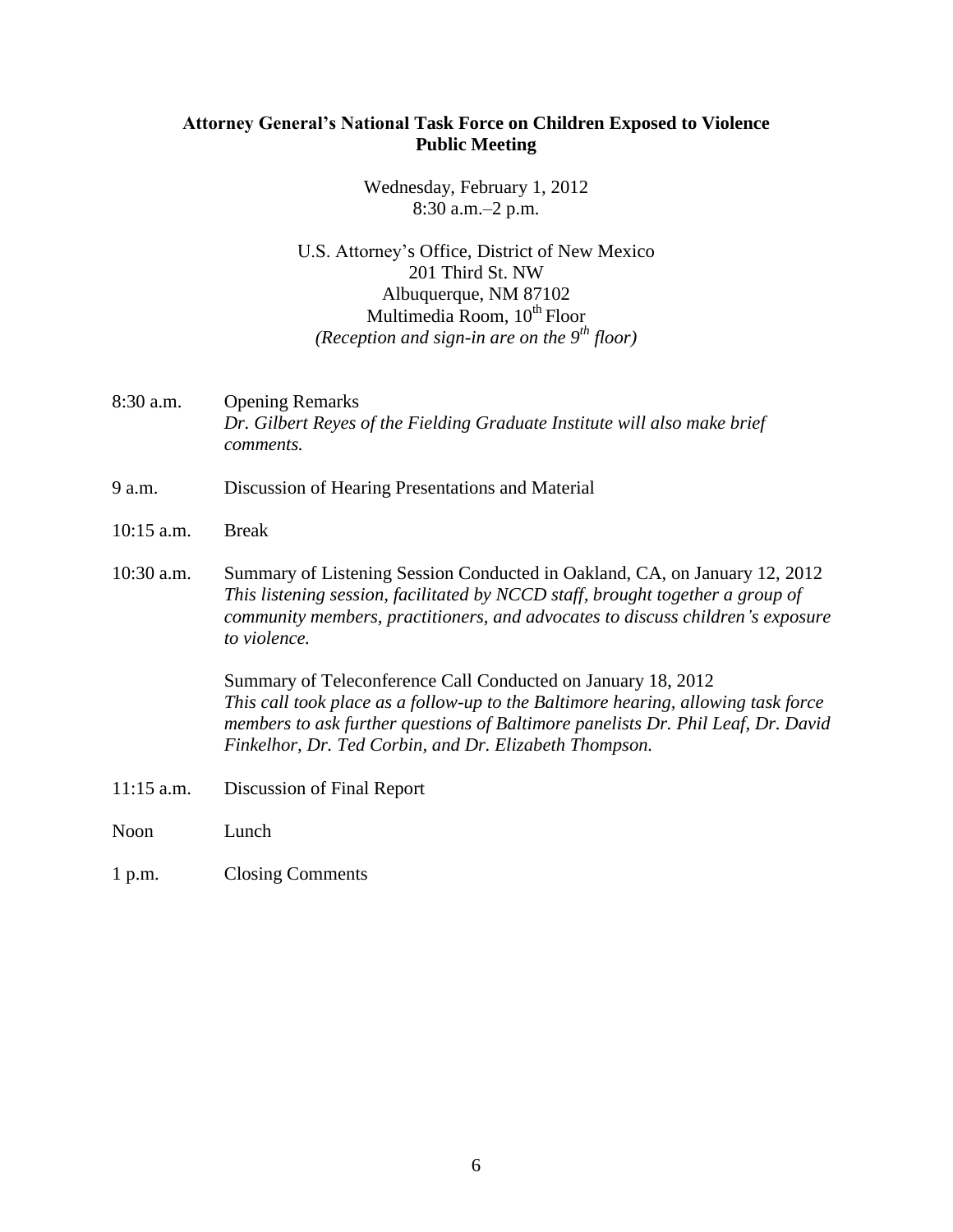**Attorney General's National Task Force on Children Exposed to Violence**
**Public Meeting**

Wednesday, February 1, 2012
8:30 a.m.–2 p.m.

U.S. Attorney's Office, District of New Mexico
201 Third St. NW
Albuquerque, NM 87102
Multimedia Room, 10th Floor
*(Reception and sign-in are on the 9th floor)*

| | |
|---|---|
| 8:30 a.m. | Opening Remarks<br>*Dr. Gilbert Reyes of the Fielding Graduate Institute will also make brief comments.* |
| 9 a.m. | Discussion of Hearing Presentations and Material |
| 10:15 a.m. | Break |
| 10:30 a.m. | Summary of Listening Session Conducted in Oakland, CA, on January 12, 2012<br>*This listening session, facilitated by NCCD staff, brought together a group of community members, practitioners, and advocates to discuss children's exposure to violence.*<br><br>Summary of Teleconference Call Conducted on January 18, 2012<br>*This call took place as a follow-up to the Baltimore hearing, allowing task force members to ask further questions of Baltimore panelists Dr. Phil Leaf, Dr. David Finkelhor, Dr. Ted Corbin, and Dr. Elizabeth Thompson.* |
| 11:15 a.m. | Discussion of Final Report |
| Noon | Lunch |
| 1 p.m. | Closing Comments |